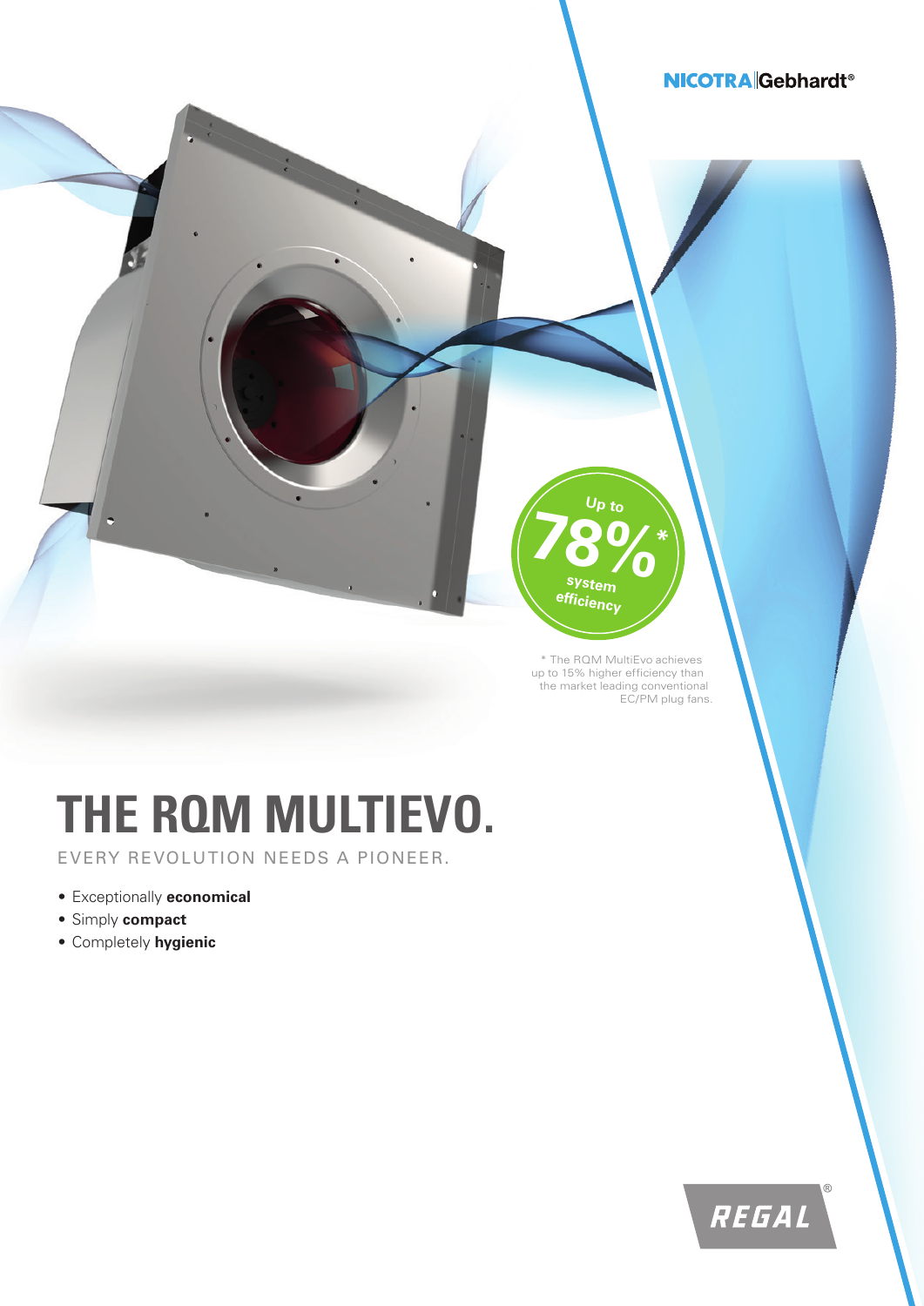NICOTRA|Gebhardt®

Up to **78%*** system efficiency

* The RQM MultiEvo achieves up to 15% higher efficiency than the market leading conventional EC/PM plug fans.

# THE RQM MULTIEVO.

EVERY REVOLUTION NEEDS A PIONEER.

- Exceptionally **economical**
- Simply **compact**
- Completely **hygienic**

REGAL®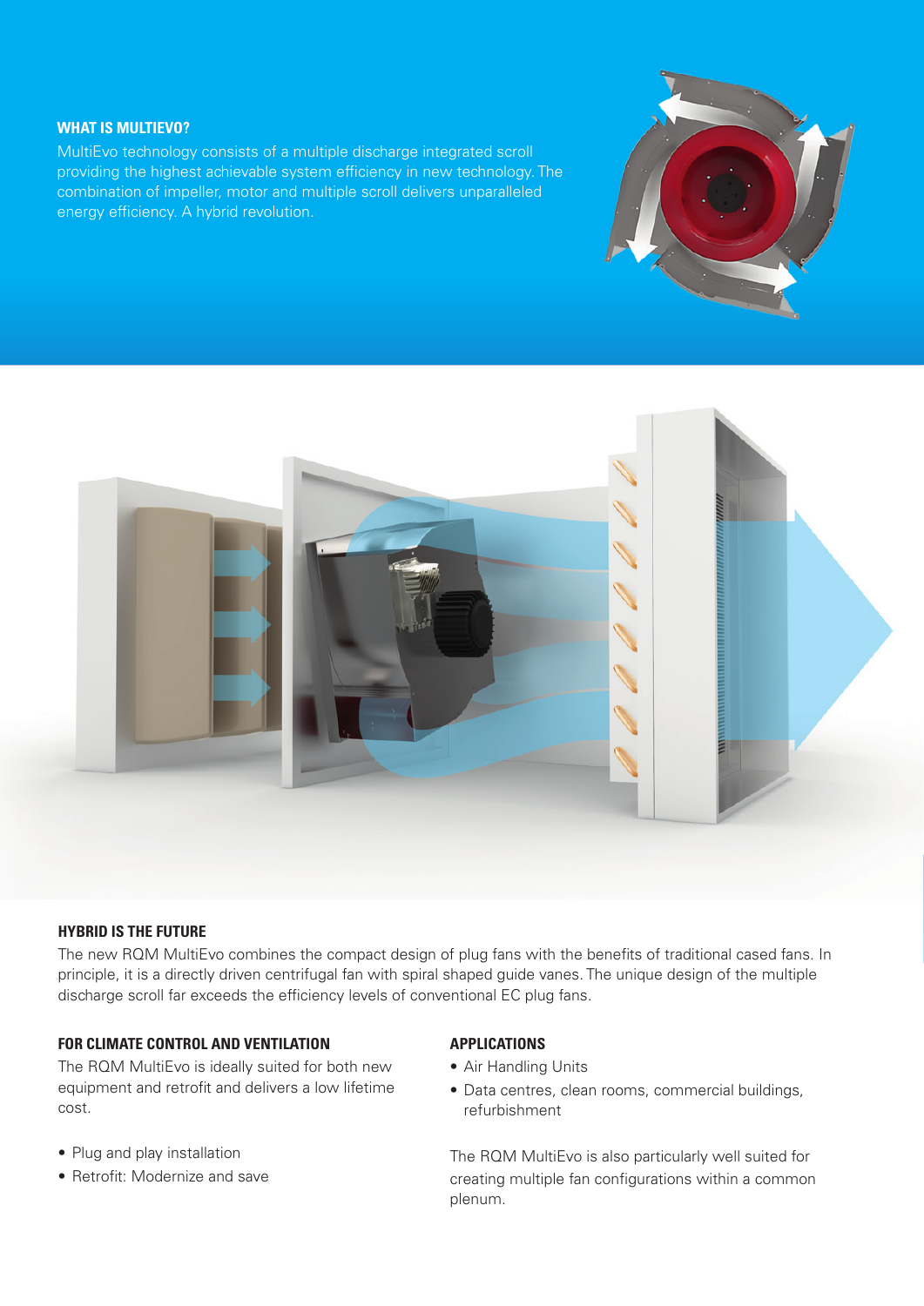## WHAT IS MULTIEVO?

MultiEvo technology consists of a multiple discharge integrated scroll providing the highest achievable system efficiency in new technology. The combination of impeller, motor and multiple scroll delivers unparalleled energy efficiency. A hybrid revolution.

## HYBRID IS THE FUTURE

The new RQM MultiEvo combines the compact design of plug fans with the benefits of traditional cased fans. In principle, it is a directly driven centrifugal fan with spiral shaped guide vanes. The unique design of the multiple discharge scroll far exceeds the efficiency levels of conventional EC plug fans.

## FOR CLIMATE CONTROL AND VENTILATION

The RQM MultiEvo is ideally suited for both new equipment and retrofit and delivers a low lifetime cost.

- Plug and play installation
- Retrofit: Modernize and save

## APPLICATIONS

- Air Handling Units
- Data centres, clean rooms, commercial buildings, refurbishment

The RQM MultiEvo is also particularly well suited for creating multiple fan configurations within a common plenum.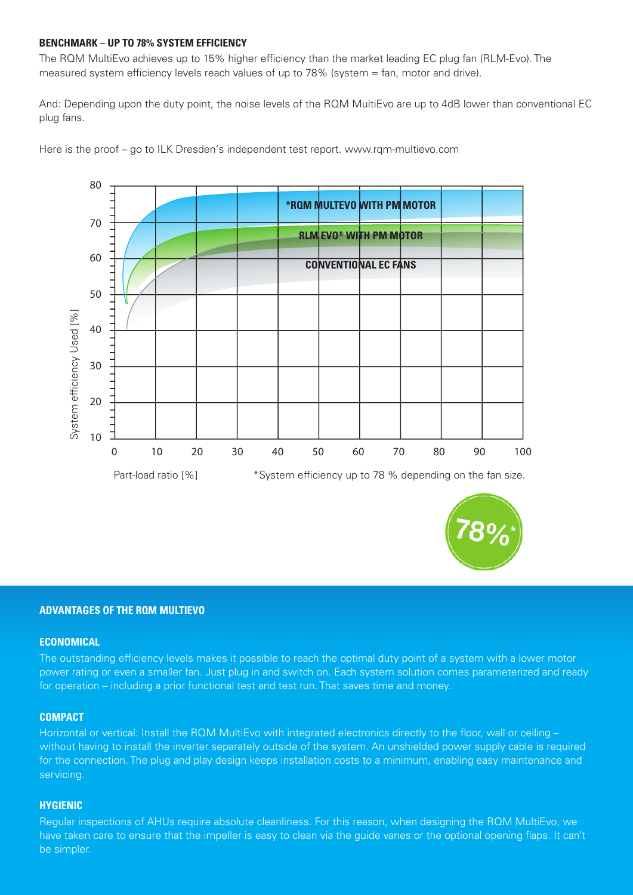## BENCHMARK – UP TO 78% SYSTEM EFFICIENCY

The RQM MultiEvo achieves up to 15% higher efficiency than the market leading EC plug fan (RLM-Evo). The measured system efficiency levels reach values of up to 78% (system = fan, motor and drive).

And: Depending upon the duty point, the noise levels of the RQM MultiEvo are up to 4dB lower than conventional EC plug fans.

Here is the proof – go to ILK Dresden's independent test report. www.rqm-multievo.com

System efficiency Used [%]

*RQM MULTEVO WITH PM MOTOR

RLM EVO® WITH PM MOTOR

CONVENTIONAL EC FANS

Part-load ratio [%]

*System efficiency up to 78 % depending on the fan size.

78%*

## ADVANTAGES OF THE RQM MULTIEVO

### ECONOMICAL

The outstanding efficiency levels makes it possible to reach the optimal duty point of a system with a lower motor power rating or even a smaller fan. Just plug in and switch on. Each system solution comes parameterized and ready for operation – including a prior functional test and test run. That saves time and money.

### COMPACT

Horizontal or vertical: Install the RQM MultiEvo with integrated electronics directly to the floor, wall or ceiling – without having to install the inverter separately outside of the system. An unshielded power supply cable is required for the connection. The plug and play design keeps installation costs to a minimum, enabling easy maintenance and servicing.

### HYGIENIC

Regular inspections of AHUs require absolute cleanliness. For this reason, when designing the RQM MultiEvo, we have taken care to ensure that the impeller is easy to clean via the guide vanes or the optional opening flaps. It can't be simpler.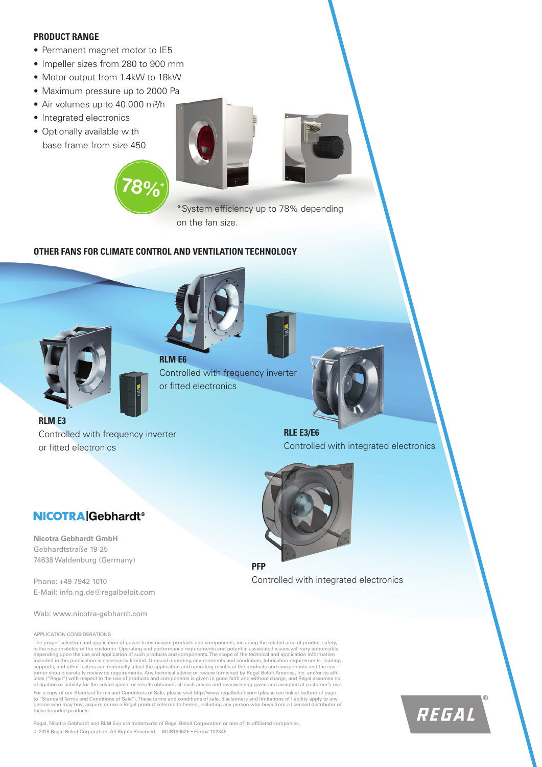## PRODUCT RANGE

- Permanent magnet motor to IE5
- Impeller sizes from 280 to 900 mm
- Motor output from 1.4kW to 18kW
- Maximum pressure up to 2000 Pa
- Air volumes up to 40.000 m³/h
- Integrated electronics
- Optionally available with base frame from size 450

78%*

*System efficiency up to 78% depending on the fan size.

## OTHER FANS FOR CLIMATE CONTROL AND VENTILATION TECHNOLOGY

**RLM E6**
Controlled with frequency inverter or fitted electronics

**RLM E3**
Controlled with frequency inverter or fitted electronics

**RLE E3/E6**
Controlled with integrated electronics

**PFP**
Controlled with integrated electronics

**NICOTRA|Gebhardt®**

**Nicotra Gebhardt GmbH**
Gebhardtstraße 19-25
74638 Waldenburg (Germany)

Phone: +49 7942 1010
E-Mail: info.ng.de@regalbeloit.com

Web: www.nicotra-gebhardt.com

APPLICATION CONSIDERATIONS

The proper selection and application of power transmission products and components, including the related area of product safety, is the responsibility of the customer. Operating and performance requirements and potential associated issues will vary appreciably depending upon the use and application of such products and components. The scope of the technical and application information included in this publication is necessarily limited. Unusual operating environments and conditions, lubrication requirements, loading supports, and other factors can materially affect the application and operating results of the products and components and the customer should carefully review its requirements. Any technical advice or review furnished by Regal Beloit America, Inc. and/or its affiliates ("Regal") with respect to the use of products and components is given in good faith and without charge, and Regal assumes no obligation or liability for the advice given, or results obtained, all such advice and review being given and accepted at customer's risk.

For a copy of our Standard Terms and Conditions of Sale, please visit http://www.regalbeloit.com (please see link at bottom of page to "Standard Terms and Conditions of Sale"). These terms and conditions of sale, disclaimers and limitations of liability apply to any person who may buy, acquire or use a Regal product referred to herein, including any person who buys from a licensed distributor of these branded products.

Regal, Nicotra Gebhardt and RLM Evo are trademarks of Regal Beloit Corporation or one of its affiliated companies.
© 2018 Regal Beloit Corporation, All Rights Reserved. MCB18062E • Form# 10234E

REGAL®